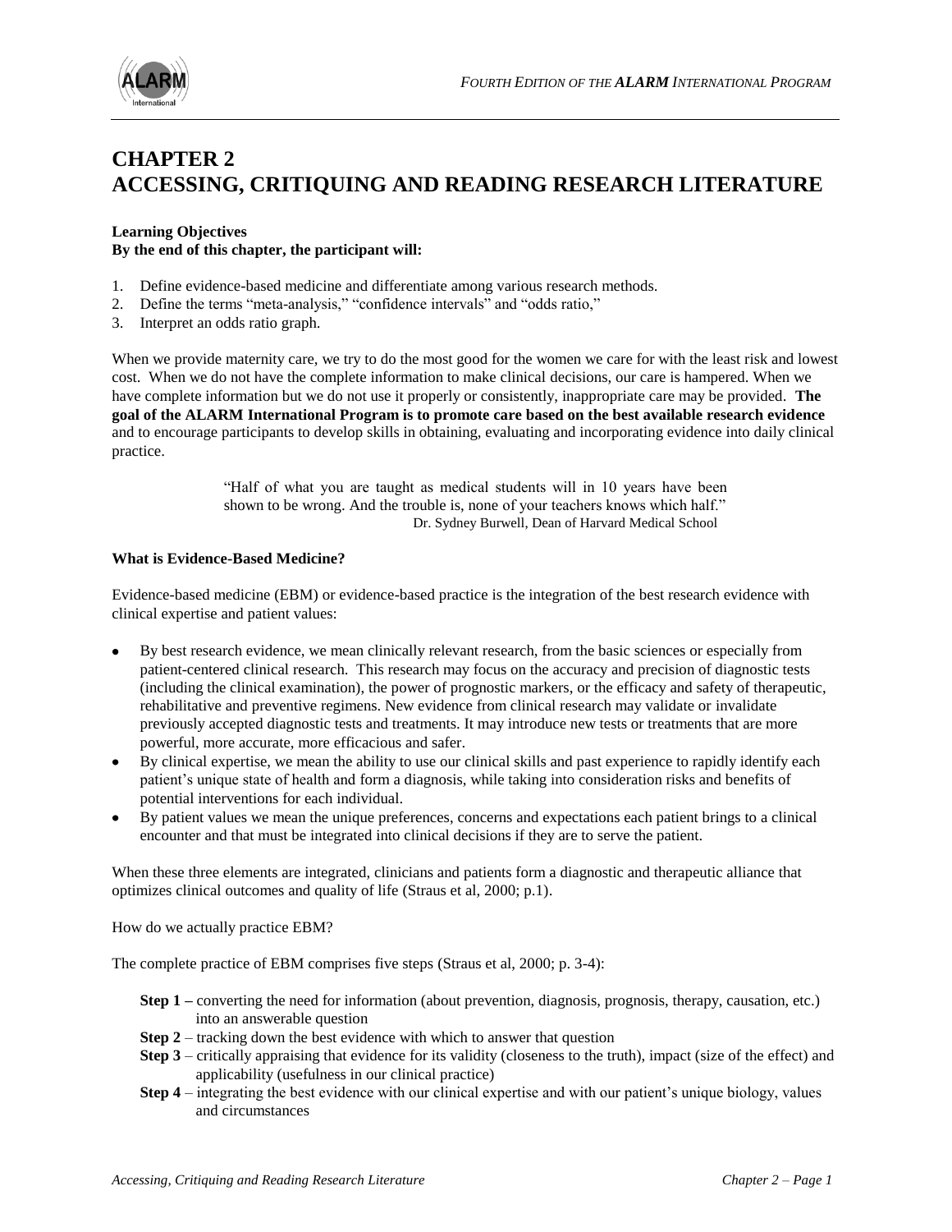# CHAPTER 2
# ACCESSING, CRITIQUING AND READING RESEARCH LITERATURE

**Learning Objectives**
**By the end of this chapter, the participant will:**

1. Define evidence-based medicine and differentiate among various research methods.
2. Define the terms "meta-analysis," "confidence intervals" and "odds ratio,"
3. Interpret an odds ratio graph.

When we provide maternity care, we try to do the most good for the women we care for with the least risk and lowest cost. When we do not have the complete information to make clinical decisions, our care is hampered. When we have complete information but we do not use it properly or consistently, inappropriate care may be provided. **The goal of the ALARM International Program is to promote care based on the best available research evidence** and to encourage participants to develop skills in obtaining, evaluating and incorporating evidence into daily clinical practice.

> "Half of what you are taught as medical students will in 10 years have been shown to be wrong. And the trouble is, none of your teachers knows which half."
> Dr. Sydney Burwell, Dean of Harvard Medical School

**What is Evidence-Based Medicine?**

Evidence-based medicine (EBM) or evidence-based practice is the integration of the best research evidence with clinical expertise and patient values:

- By best research evidence, we mean clinically relevant research, from the basic sciences or especially from patient-centered clinical research. This research may focus on the accuracy and precision of diagnostic tests (including the clinical examination), the power of prognostic markers, or the efficacy and safety of therapeutic, rehabilitative and preventive regimens. New evidence from clinical research may validate or invalidate previously accepted diagnostic tests and treatments. It may introduce new tests or treatments that are more powerful, more accurate, more efficacious and safer.
- By clinical expertise, we mean the ability to use our clinical skills and past experience to rapidly identify each patient's unique state of health and form a diagnosis, while taking into consideration risks and benefits of potential interventions for each individual.
- By patient values we mean the unique preferences, concerns and expectations each patient brings to a clinical encounter and that must be integrated into clinical decisions if they are to serve the patient.

When these three elements are integrated, clinicians and patients form a diagnostic and therapeutic alliance that optimizes clinical outcomes and quality of life (Straus et al, 2000; p.1).

How do we actually practice EBM?

The complete practice of EBM comprises five steps (Straus et al, 2000; p. 3-4):

- **Step 1 –** converting the need for information (about prevention, diagnosis, prognosis, therapy, causation, etc.) into an answerable question
- **Step 2** – tracking down the best evidence with which to answer that question
- **Step 3** – critically appraising that evidence for its validity (closeness to the truth), impact (size of the effect) and applicability (usefulness in our clinical practice)
- **Step 4** – integrating the best evidence with our clinical expertise and with our patient's unique biology, values and circumstances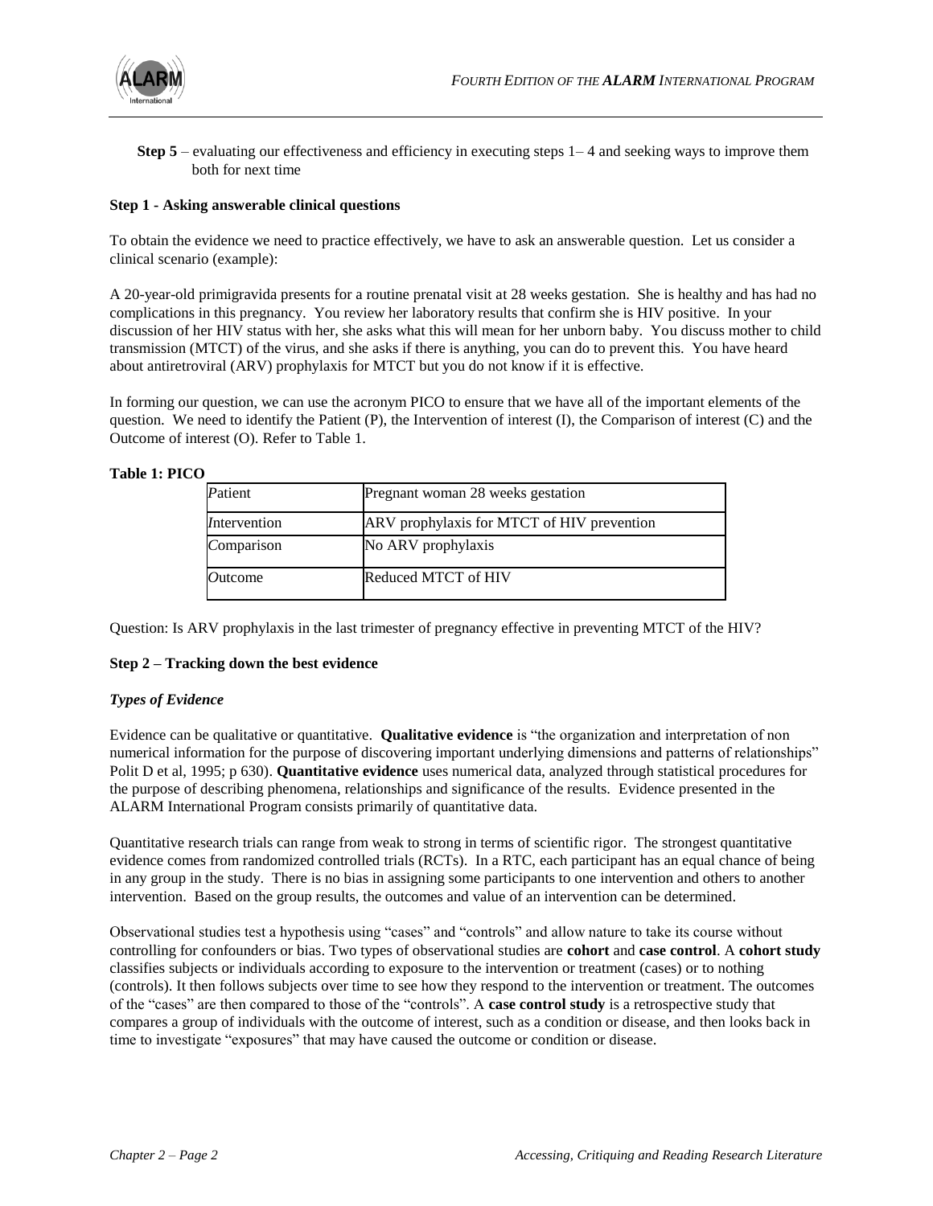**Step 5** – evaluating our effectiveness and efficiency in executing steps 1– 4 and seeking ways to improve them both for next time

**Step 1 - Asking answerable clinical questions**

To obtain the evidence we need to practice effectively, we have to ask an answerable question. Let us consider a clinical scenario (example):

A 20-year-old primigravida presents for a routine prenatal visit at 28 weeks gestation. She is healthy and has had no complications in this pregnancy. You review her laboratory results that confirm she is HIV positive. In your discussion of her HIV status with her, she asks what this will mean for her unborn baby. You discuss mother to child transmission (MTCT) of the virus, and she asks if there is anything, you can do to prevent this. You have heard about antiretroviral (ARV) prophylaxis for MTCT but you do not know if it is effective.

In forming our question, we can use the acronym PICO to ensure that we have all of the important elements of the question. We need to identify the Patient (P), the Intervention of interest (I), the Comparison of interest (C) and the Outcome of interest (O). Refer to Table 1.

**Table 1: PICO**

| | |
|---|---|
| *P*atient | Pregnant woman 28 weeks gestation |
| *I*ntervention | ARV prophylaxis for MTCT of HIV prevention |
| *C*omparison | No ARV prophylaxis |
| *O*utcome | Reduced MTCT of HIV |

Question: Is ARV prophylaxis in the last trimester of pregnancy effective in preventing MTCT of the HIV?

**Step 2 – Tracking down the best evidence**

***Types of Evidence***

Evidence can be qualitative or quantitative. **Qualitative evidence** is "the organization and interpretation of non numerical information for the purpose of discovering important underlying dimensions and patterns of relationships" Polit D et al, 1995; p 630). **Quantitative evidence** uses numerical data, analyzed through statistical procedures for the purpose of describing phenomena, relationships and significance of the results. Evidence presented in the ALARM International Program consists primarily of quantitative data.

Quantitative research trials can range from weak to strong in terms of scientific rigor. The strongest quantitative evidence comes from randomized controlled trials (RCTs). In a RTC, each participant has an equal chance of being in any group in the study. There is no bias in assigning some participants to one intervention and others to another intervention. Based on the group results, the outcomes and value of an intervention can be determined.

Observational studies test a hypothesis using "cases" and "controls" and allow nature to take its course without controlling for confounders or bias. Two types of observational studies are **cohort** and **case control**. A **cohort study** classifies subjects or individuals according to exposure to the intervention or treatment (cases) or to nothing (controls). It then follows subjects over time to see how they respond to the intervention or treatment. The outcomes of the "cases" are then compared to those of the "controls". A **case control study** is a retrospective study that compares a group of individuals with the outcome of interest, such as a condition or disease, and then looks back in time to investigate "exposures" that may have caused the outcome or condition or disease.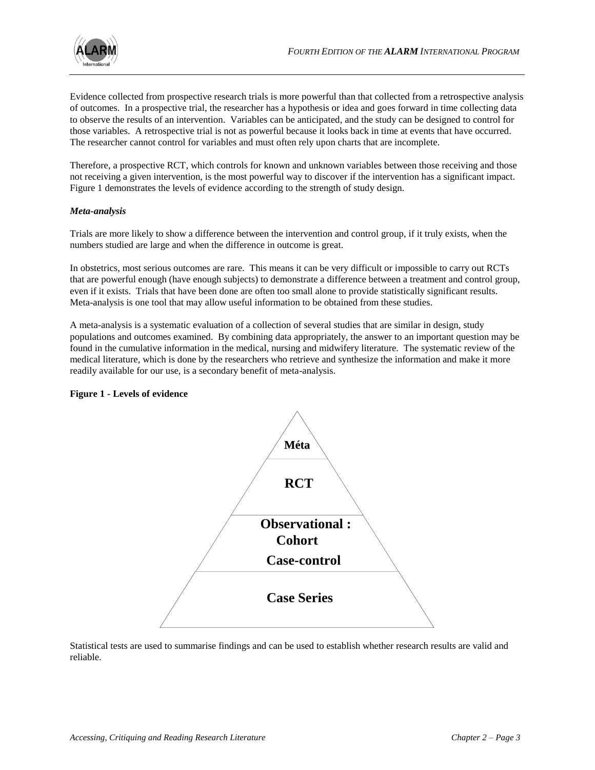Evidence collected from prospective research trials is more powerful than that collected from a retrospective analysis of outcomes. In a prospective trial, the researcher has a hypothesis or idea and goes forward in time collecting data to observe the results of an intervention. Variables can be anticipated, and the study can be designed to control for those variables. A retrospective trial is not as powerful because it looks back in time at events that have occurred. The researcher cannot control for variables and must often rely upon charts that are incomplete.

Therefore, a prospective RCT, which controls for known and unknown variables between those receiving and those not receiving a given intervention, is the most powerful way to discover if the intervention has a significant impact. Figure 1 demonstrates the levels of evidence according to the strength of study design.

***Meta-analysis***

Trials are more likely to show a difference between the intervention and control group, if it truly exists, when the numbers studied are large and when the difference in outcome is great.

In obstetrics, most serious outcomes are rare. This means it can be very difficult or impossible to carry out RCTs that are powerful enough (have enough subjects) to demonstrate a difference between a treatment and control group, even if it exists. Trials that have been done are often too small alone to provide statistically significant results. Meta-analysis is one tool that may allow useful information to be obtained from these studies.

A meta-analysis is a systematic evaluation of a collection of several studies that are similar in design, study populations and outcomes examined. By combining data appropriately, the answer to an important question may be found in the cumulative information in the medical, nursing and midwifery literature. The systematic review of the medical literature, which is done by the researchers who retrieve and synthesize the information and make it more readily available for our use, is a secondary benefit of meta-analysis.

**Figure 1 - Levels of evidence**

**Méta**

**RCT**

**Observational :**
**Cohort**
**Case-control**

**Case Series**

Statistical tests are used to summarise findings and can be used to establish whether research results are valid and reliable.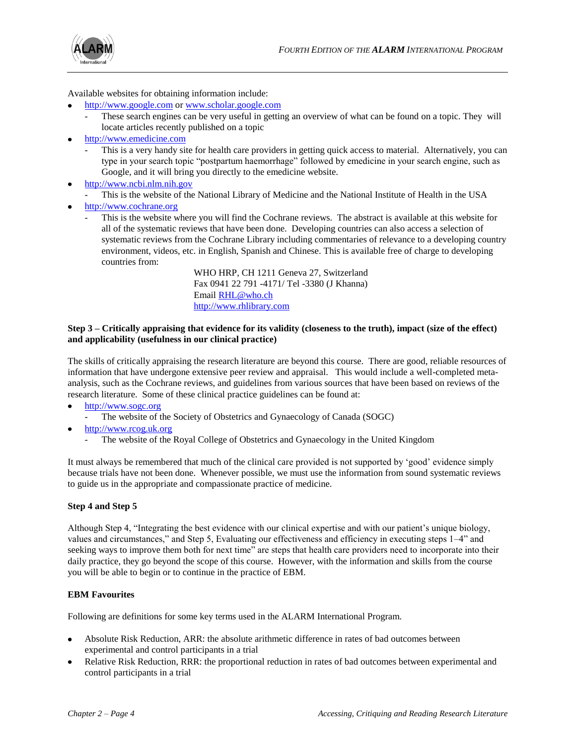Available websites for obtaining information include:

- http://www.google.com or www.scholar.google.com
  - These search engines can be very useful in getting an overview of what can be found on a topic. They will locate articles recently published on a topic
- http://www.emedicine.com
  - This is a very handy site for health care providers in getting quick access to material. Alternatively, you can type in your search topic "postpartum haemorrhage" followed by emedicine in your search engine, such as Google, and it will bring you directly to the emedicine website.
- http://www.ncbi.nlm.nih.gov
  - This is the website of the National Library of Medicine and the National Institute of Health in the USA
- http://www.cochrane.org
  - This is the website where you will find the Cochrane reviews. The abstract is available at this website for all of the systematic reviews that have been done. Developing countries can also access a selection of systematic reviews from the Cochrane Library including commentaries of relevance to a developing country environment, videos, etc. in English, Spanish and Chinese. This is available free of charge to developing countries from:

    WHO HRP, CH 1211 Geneva 27, Switzerland
    Fax 0941 22 791 -4171/ Tel -3380 (J Khanna)
    Email RHL@who.ch
    http://www.rhlibrary.com

**Step 3 – Critically appraising that evidence for its validity (closeness to the truth), impact (size of the effect) and applicability (usefulness in our clinical practice)**

The skills of critically appraising the research literature are beyond this course. There are good, reliable resources of information that have undergone extensive peer review and appraisal. This would include a well-completed meta-analysis, such as the Cochrane reviews, and guidelines from various sources that have been based on reviews of the research literature. Some of these clinical practice guidelines can be found at:

- http://www.sogc.org
  - The website of the Society of Obstetrics and Gynaecology of Canada (SOGC)
- http://www.rcog.uk.org
  - The website of the Royal College of Obstetrics and Gynaecology in the United Kingdom

It must always be remembered that much of the clinical care provided is not supported by 'good' evidence simply because trials have not been done. Whenever possible, we must use the information from sound systematic reviews to guide us in the appropriate and compassionate practice of medicine.

**Step 4 and Step 5**

Although Step 4, "Integrating the best evidence with our clinical expertise and with our patient's unique biology, values and circumstances," and Step 5, Evaluating our effectiveness and efficiency in executing steps 1–4" and seeking ways to improve them both for next time" are steps that health care providers need to incorporate into their daily practice, they go beyond the scope of this course. However, with the information and skills from the course you will be able to begin or to continue in the practice of EBM.

**EBM Favourites**

Following are definitions for some key terms used in the ALARM International Program.

- Absolute Risk Reduction, ARR: the absolute arithmetic difference in rates of bad outcomes between experimental and control participants in a trial
- Relative Risk Reduction, RRR: the proportional reduction in rates of bad outcomes between experimental and control participants in a trial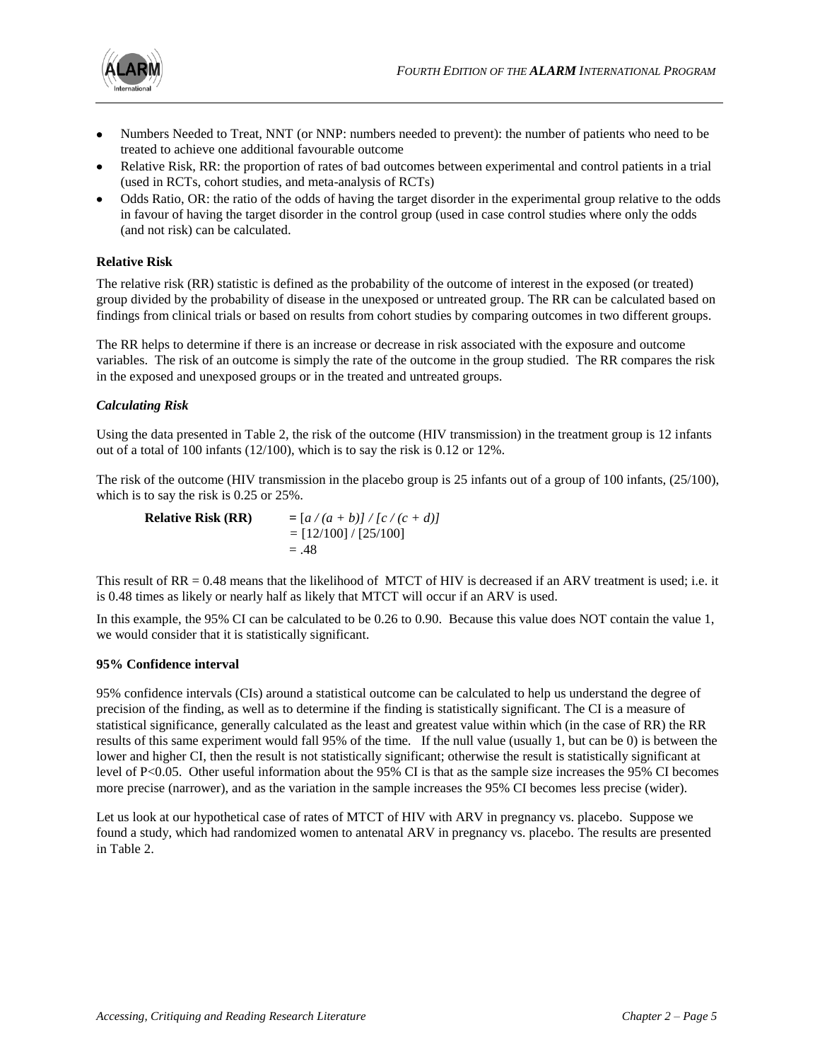- Numbers Needed to Treat, NNT (or NNP: numbers needed to prevent): the number of patients who need to be treated to achieve one additional favourable outcome
- Relative Risk, RR: the proportion of rates of bad outcomes between experimental and control patients in a trial (used in RCTs, cohort studies, and meta-analysis of RCTs)
- Odds Ratio, OR: the ratio of the odds of having the target disorder in the experimental group relative to the odds in favour of having the target disorder in the control group (used in case control studies where only the odds (and not risk) can be calculated.

**Relative Risk**

The relative risk (RR) statistic is defined as the probability of the outcome of interest in the exposed (or treated) group divided by the probability of disease in the unexposed or untreated group. The RR can be calculated based on findings from clinical trials or based on results from cohort studies by comparing outcomes in two different groups.

The RR helps to determine if there is an increase or decrease in risk associated with the exposure and outcome variables. The risk of an outcome is simply the rate of the outcome in the group studied. The RR compares the risk in the exposed and unexposed groups or in the treated and untreated groups.

***Calculating Risk***

Using the data presented in Table 2, the risk of the outcome (HIV transmission) in the treatment group is 12 infants out of a total of 100 infants (12/100), which is to say the risk is 0.12 or 12%.

The risk of the outcome (HIV transmission in the placebo group is 25 infants out of a group of 100 infants, (25/100), which is to say the risk is 0.25 or 25%.

$$\textbf{Relative Risk (RR)} = [a / (a + b)] / [c / (c + d)] = [12/100] / [25/100] = .48$$

This result of RR = 0.48 means that the likelihood of MTCT of HIV is decreased if an ARV treatment is used; i.e. it is 0.48 times as likely or nearly half as likely that MTCT will occur if an ARV is used.

In this example, the 95% CI can be calculated to be 0.26 to 0.90. Because this value does NOT contain the value 1, we would consider that it is statistically significant.

**95% Confidence interval**

95% confidence intervals (CIs) around a statistical outcome can be calculated to help us understand the degree of precision of the finding, as well as to determine if the finding is statistically significant. The CI is a measure of statistical significance, generally calculated as the least and greatest value within which (in the case of RR) the RR results of this same experiment would fall 95% of the time. If the null value (usually 1, but can be 0) is between the lower and higher CI, then the result is not statistically significant; otherwise the result is statistically significant at level of $P<0.05$. Other useful information about the 95% CI is that as the sample size increases the 95% CI becomes more precise (narrower), and as the variation in the sample increases the 95% CI becomes less precise (wider).

Let us look at our hypothetical case of rates of MTCT of HIV with ARV in pregnancy vs. placebo. Suppose we found a study, which had randomized women to antenatal ARV in pregnancy vs. placebo. The results are presented in Table 2.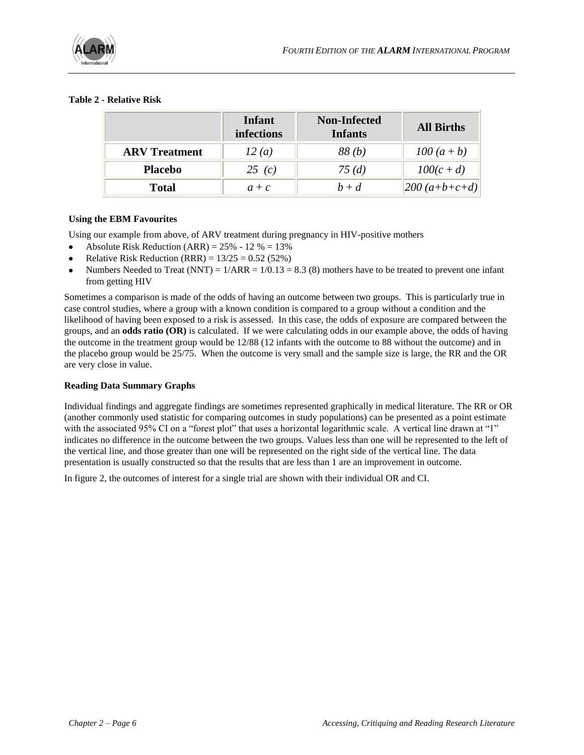**Table 2 - Relative Risk**

| | Infant infections | Non-Infected Infants | All Births |
|---|---|---|---|
| **ARV Treatment** | *12 (a)* | *88 (b)* | *100 (a + b)* |
| **Placebo** | *25 (c)* | *75 (d)* | *100(c + d)* |
| **Total** | *a + c* | *b + d* | *200 (a+b+c+d)* |

**Using the EBM Favourites**

Using our example from above, of ARV treatment during pregnancy in HIV-positive mothers

- Absolute Risk Reduction (ARR) = 25% - 12 % = 13%
- Relative Risk Reduction (RRR) = 13/25 = 0.52 (52%)
- Numbers Needed to Treat (NNT) = 1/ARR = 1/0.13 = 8.3 (8) mothers have to be treated to prevent one infant from getting HIV

Sometimes a comparison is made of the odds of having an outcome between two groups. This is particularly true in case control studies, where a group with a known condition is compared to a group without a condition and the likelihood of having been exposed to a risk is assessed. In this case, the odds of exposure are compared between the groups, and an **odds ratio (OR)** is calculated. If we were calculating odds in our example above, the odds of having the outcome in the treatment group would be 12/88 (12 infants with the outcome to 88 without the outcome) and in the placebo group would be 25/75. When the outcome is very small and the sample size is large, the RR and the OR are very close in value.

**Reading Data Summary Graphs**

Individual findings and aggregate findings are sometimes represented graphically in medical literature. The RR or OR (another commonly used statistic for comparing outcomes in study populations) can be presented as a point estimate with the associated 95% CI on a "forest plot" that uses a horizontal logarithmic scale. A vertical line drawn at "1" indicates no difference in the outcome between the two groups. Values less than one will be represented to the left of the vertical line, and those greater than one will be represented on the right side of the vertical line. The data presentation is usually constructed so that the results that are less than 1 are an improvement in outcome.

In figure 2, the outcomes of interest for a single trial are shown with their individual OR and CI.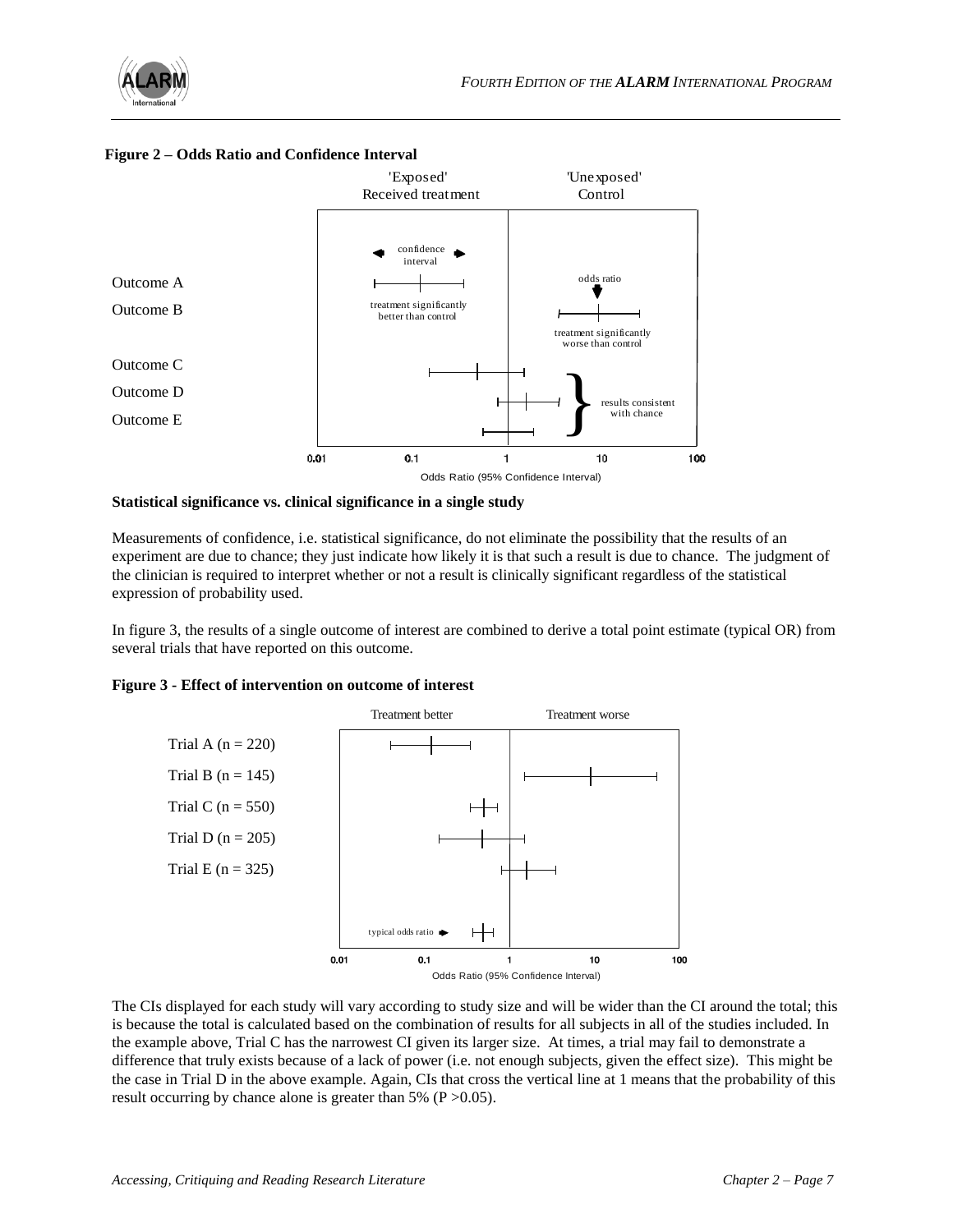**Figure 2 – Odds Ratio and Confidence Interval**

**Statistical significance vs. clinical significance in a single study**

Measurements of confidence, i.e. statistical significance, do not eliminate the possibility that the results of an experiment are due to chance; they just indicate how likely it is that such a result is due to chance. The judgment of the clinician is required to interpret whether or not a result is clinically significant regardless of the statistical expression of probability used.

In figure 3, the results of a single outcome of interest are combined to derive a total point estimate (typical OR) from several trials that have reported on this outcome.

**Figure 3 - Effect of intervention on outcome of interest**

The CIs displayed for each study will vary according to study size and will be wider than the CI around the total; this is because the total is calculated based on the combination of results for all subjects in all of the studies included. In the example above, Trial C has the narrowest CI given its larger size. At times, a trial may fail to demonstrate a difference that truly exists because of a lack of power (i.e. not enough subjects, given the effect size). This might be the case in Trial D in the above example. Again, CIs that cross the vertical line at 1 means that the probability of this result occurring by chance alone is greater than 5% ($P > 0.05$).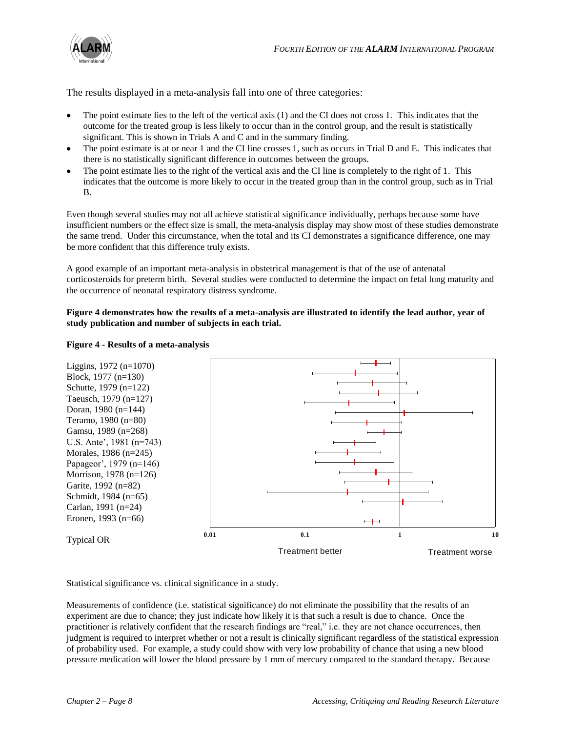The results displayed in a meta-analysis fall into one of three categories:

- The point estimate lies to the left of the vertical axis (1) and the CI does not cross 1. This indicates that the outcome for the treated group is less likely to occur than in the control group, and the result is statistically significant. This is shown in Trials A and C and in the summary finding.
- The point estimate is at or near 1 and the CI line crosses 1, such as occurs in Trial D and E. This indicates that there is no statistically significant difference in outcomes between the groups.
- The point estimate lies to the right of the vertical axis and the CI line is completely to the right of 1. This indicates that the outcome is more likely to occur in the treated group than in the control group, such as in Trial B.

Even though several studies may not all achieve statistical significance individually, perhaps because some have insufficient numbers or the effect size is small, the meta-analysis display may show most of these studies demonstrate the same trend. Under this circumstance, when the total and its CI demonstrates a significance difference, one may be more confident that this difference truly exists.

A good example of an important meta-analysis in obstetrical management is that of the use of antenatal corticosteroids for preterm birth. Several studies were conducted to determine the impact on fetal lung maturity and the occurrence of neonatal respiratory distress syndrome.

**Figure 4 demonstrates how the results of a meta-analysis are illustrated to identify the lead author, year of study publication and number of subjects in each trial.**

**Figure 4 - Results of a meta-analysis**

Liggins, 1972 (n=1070)
Block, 1977 (n=130)
Schutte, 1979 (n=122)
Taeusch, 1979 (n=127)
Doran, 1980 (n=144)
Teramo, 1980 (n=80)
Gamsu, 1989 (n=268)
U.S. Ante', 1981 (n=743)
Morales, 1986 (n=245)
Papageor', 1979 (n=146)
Morrison, 1978 (n=126)
Garite, 1992 (n=82)
Schmidt, 1984 (n=65)
Carlan, 1991 (n=24)
Eronen, 1993 (n=66)

Typical OR

0.01 0.1 1 10

Treatment better Treatment worse

Statistical significance vs. clinical significance in a study.

Measurements of confidence (i.e. statistical significance) do not eliminate the possibility that the results of an experiment are due to chance; they just indicate how likely it is that such a result is due to chance. Once the practitioner is relatively confident that the research findings are "real," i.e. they are not chance occurrences, then judgment is required to interpret whether or not a result is clinically significant regardless of the statistical expression of probability used. For example, a study could show with very low probability of chance that using a new blood pressure medication will lower the blood pressure by 1 mm of mercury compared to the standard therapy. Because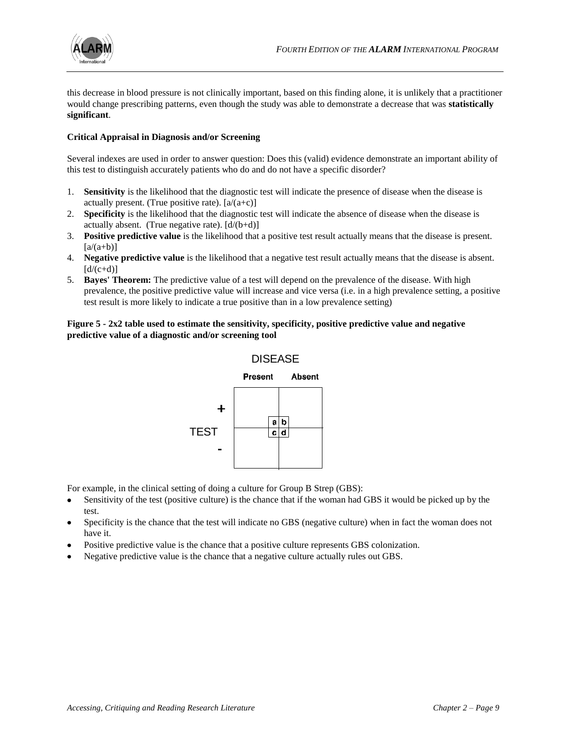this decrease in blood pressure is not clinically important, based on this finding alone, it is unlikely that a practitioner would change prescribing patterns, even though the study was able to demonstrate a decrease that was **statistically significant**.

**Critical Appraisal in Diagnosis and/or Screening**

Several indexes are used in order to answer question: Does this (valid) evidence demonstrate an important ability of this test to distinguish accurately patients who do and do not have a specific disorder?

1. **Sensitivity** is the likelihood that the diagnostic test will indicate the presence of disease when the disease is actually present. (True positive rate). [a/(a+c)]
2. **Specificity** is the likelihood that the diagnostic test will indicate the absence of disease when the disease is actually absent. (True negative rate). [d/(b+d)]
3. **Positive predictive value** is the likelihood that a positive test result actually means that the disease is present. [a/(a+b)]
4. **Negative predictive value** is the likelihood that a negative test result actually means that the disease is absent. [d/(c+d)]
5. **Bayes' Theorem:** The predictive value of a test will depend on the prevalence of the disease. With high prevalence, the positive predictive value will increase and vice versa (i.e. in a high prevalence setting, a positive test result is more likely to indicate a true positive than in a low prevalence setting)

**Figure 5 - 2x2 table used to estimate the sensitivity, specificity, positive predictive value and negative predictive value of a diagnostic and/or screening tool**

| | | DISEASE | |
|---|---|---|---|
| | | Present | Absent |
| TEST | + | a | b |
| | - | c | d |

For example, in the clinical setting of doing a culture for Group B Strep (GBS):

- Sensitivity of the test (positive culture) is the chance that if the woman had GBS it would be picked up by the test.
- Specificity is the chance that the test will indicate no GBS (negative culture) when in fact the woman does not have it.
- Positive predictive value is the chance that a positive culture represents GBS colonization.
- Negative predictive value is the chance that a negative culture actually rules out GBS.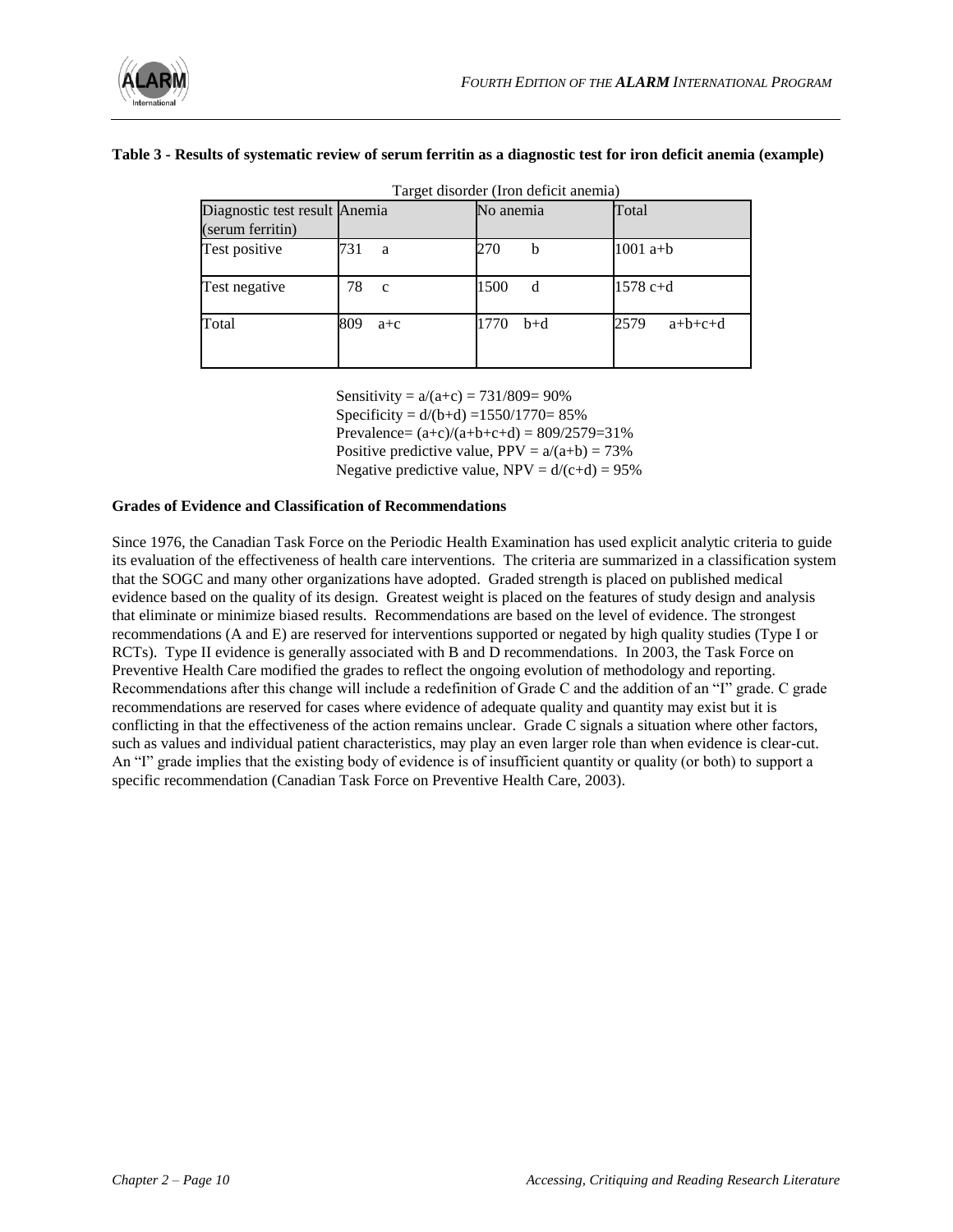**Table 3 - Results of systematic review of serum ferritin as a diagnostic test for iron deficit anemia (example)**

| | Target disorder (Iron deficit anemia) | | |
|---|---|---|---|
| Diagnostic test result (serum ferritin) | Anemia | No anemia | Total |
| Test positive | 731 a | 270 b | 1001 a+b |
| Test negative | 78 c | 1500 d | 1578 c+d |
| Total | 809 a+c | 1770 b+d | 2579 a+b+c+d |

Sensitivity = a/(a+c) = 731/809= 90%
Specificity = d/(b+d) =1550/1770= 85%
Prevalence= (a+c)/(a+b+c+d) = 809/2579=31%
Positive predictive value, PPV = a/(a+b) = 73%
Negative predictive value, NPV = d/(c+d) = 95%

**Grades of Evidence and Classification of Recommendations**

Since 1976, the Canadian Task Force on the Periodic Health Examination has used explicit analytic criteria to guide its evaluation of the effectiveness of health care interventions. The criteria are summarized in a classification system that the SOGC and many other organizations have adopted. Graded strength is placed on published medical evidence based on the quality of its design. Greatest weight is placed on the features of study design and analysis that eliminate or minimize biased results. Recommendations are based on the level of evidence. The strongest recommendations (A and E) are reserved for interventions supported or negated by high quality studies (Type I or RCTs). Type II evidence is generally associated with B and D recommendations. In 2003, the Task Force on Preventive Health Care modified the grades to reflect the ongoing evolution of methodology and reporting. Recommendations after this change will include a redefinition of Grade C and the addition of an "I" grade. C grade recommendations are reserved for cases where evidence of adequate quality and quantity may exist but it is conflicting in that the effectiveness of the action remains unclear. Grade C signals a situation where other factors, such as values and individual patient characteristics, may play an even larger role than when evidence is clear-cut. An "I" grade implies that the existing body of evidence is of insufficient quantity or quality (or both) to support a specific recommendation (Canadian Task Force on Preventive Health Care, 2003).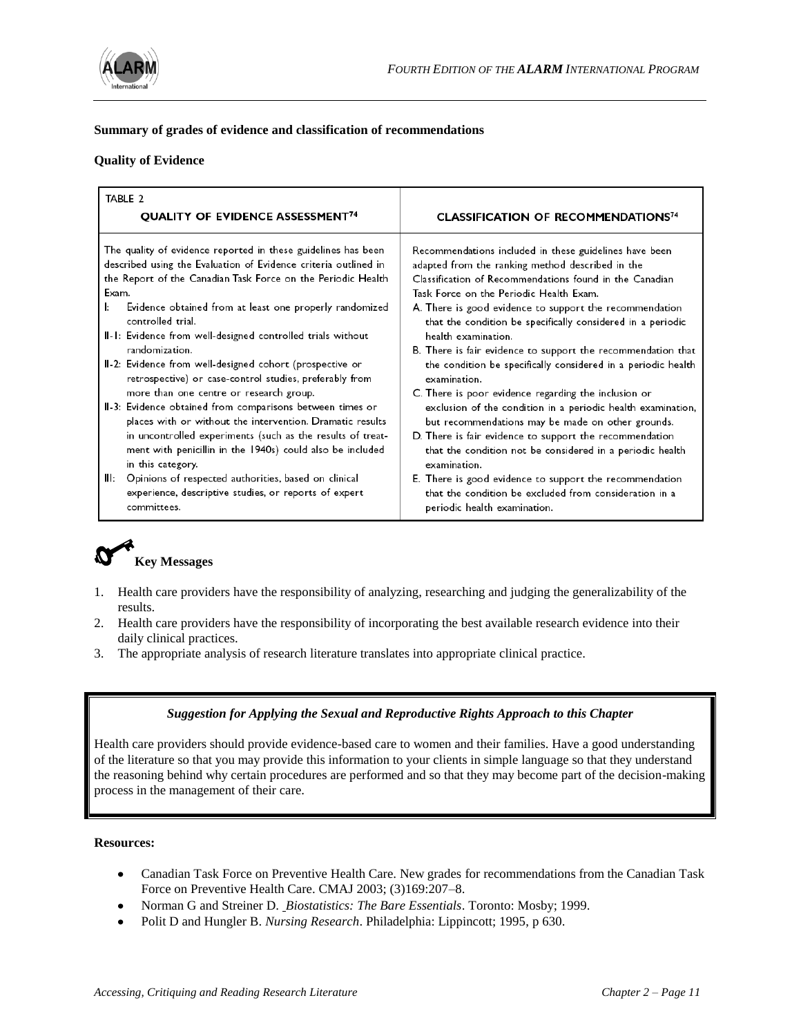**Summary of grades of evidence and classification of recommendations**

**Quality of Evidence**

| TABLE 2<br>QUALITY OF EVIDENCE ASSESSMENT[74] | CLASSIFICATION OF RECOMMENDATIONS[74] |
|---|---|
| The quality of evidence reported in these guidelines has been described using the Evaluation of Evidence criteria outlined in the Report of the Canadian Task Force on the Periodic Health Exam.<br>I: Evidence obtained from at least one properly randomized controlled trial.<br>II-1: Evidence from well-designed controlled trials without randomization.<br>II-2: Evidence from well-designed cohort (prospective or retrospective) or case-control studies, preferably from more than one centre or research group.<br>II-3: Evidence obtained from comparisons between times or places with or without the intervention. Dramatic results in uncontrolled experiments (such as the results of treatment with penicillin in the 1940s) could also be included in this category.<br>III: Opinions of respected authorities, based on clinical experience, descriptive studies, or reports of expert committees. | Recommendations included in these guidelines have been adapted from the ranking method described in the Classification of Recommendations found in the Canadian Task Force on the Periodic Health Exam.<br>A. There is good evidence to support the recommendation that the condition be specifically considered in a periodic health examination.<br>B. There is fair evidence to support the recommendation that the condition be specifically considered in a periodic health examination.<br>C. There is poor evidence regarding the inclusion or exclusion of the condition in a periodic health examination, but recommendations may be made on other grounds.<br>D. There is fair evidence to support the recommendation that the condition not be considered in a periodic health examination.<br>E. There is good evidence to support the recommendation that the condition be excluded from consideration in a periodic health examination. |

## Key Messages

1. Health care providers have the responsibility of analyzing, researching and judging the generalizability of the results.
2. Health care providers have the responsibility of incorporating the best available research evidence into their daily clinical practices.
3. The appropriate analysis of research literature translates into appropriate clinical practice.

***Suggestion for Applying the Sexual and Reproductive Rights Approach to this Chapter***

Health care providers should provide evidence-based care to women and their families. Have a good understanding of the literature so that you may provide this information to your clients in simple language so that they understand the reasoning behind why certain procedures are performed and so that they may become part of the decision-making process in the management of their care.

**Resources:**

- Canadian Task Force on Preventive Health Care. New grades for recommendations from the Canadian Task Force on Preventive Health Care. CMAJ 2003; (3)169:207–8.
- Norman G and Streiner D. *Biostatistics: The Bare Essentials*. Toronto: Mosby; 1999.
- Polit D and Hungler B. *Nursing Research*. Philadelphia: Lippincott; 1995, p 630.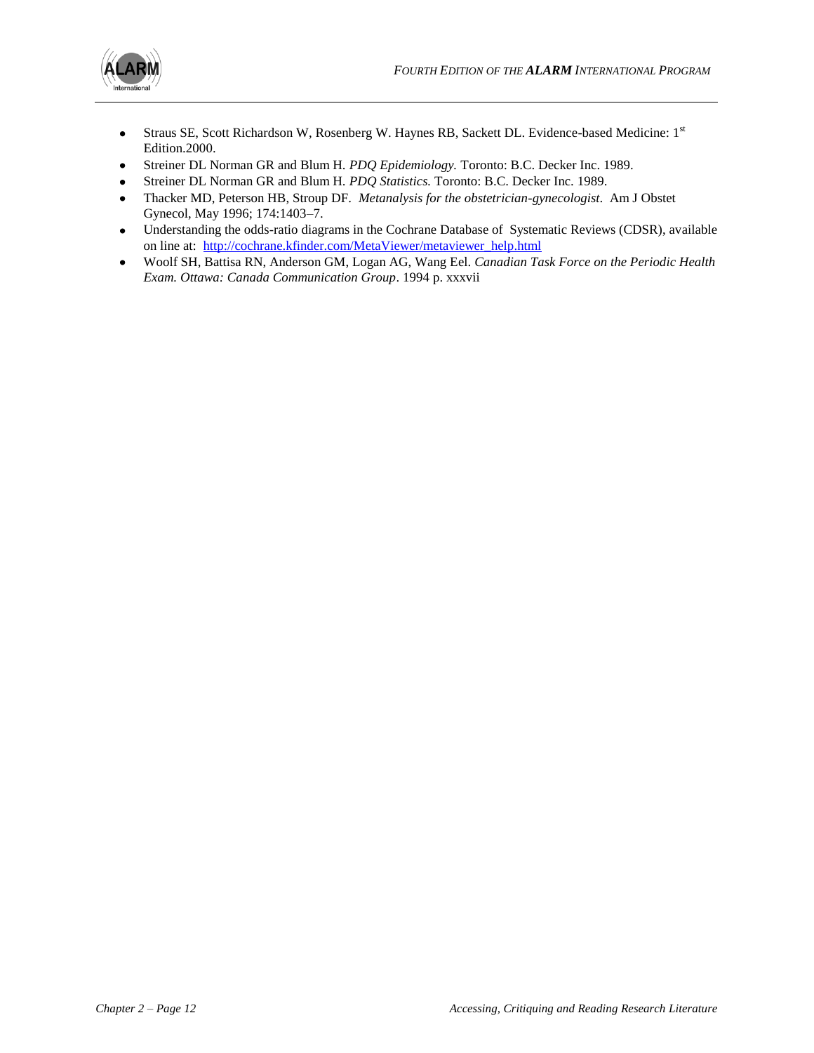- Straus SE, Scott Richardson W, Rosenberg W. Haynes RB, Sackett DL. Evidence-based Medicine: 1st Edition.2000.
- Streiner DL Norman GR and Blum H. *PDQ Epidemiology.* Toronto: B.C. Decker Inc. 1989.
- Streiner DL Norman GR and Blum H. *PDQ Statistics.* Toronto: B.C. Decker Inc. 1989.
- Thacker MD, Peterson HB, Stroup DF. *Metanalysis for the obstetrician-gynecologist*. Am J Obstet Gynecol, May 1996; 174:1403–7.
- Understanding the odds-ratio diagrams in the Cochrane Database of Systematic Reviews (CDSR), available on line at: [http://cochrane.kfinder.com/MetaViewer/metaviewer_help.html](http://cochrane.kfinder.com/MetaViewer/metaviewer_help.html)
- Woolf SH, Battisa RN, Anderson GM, Logan AG, Wang Eel. *Canadian Task Force on the Periodic Health Exam. Ottawa: Canada Communication Group*. 1994 p. xxxvii